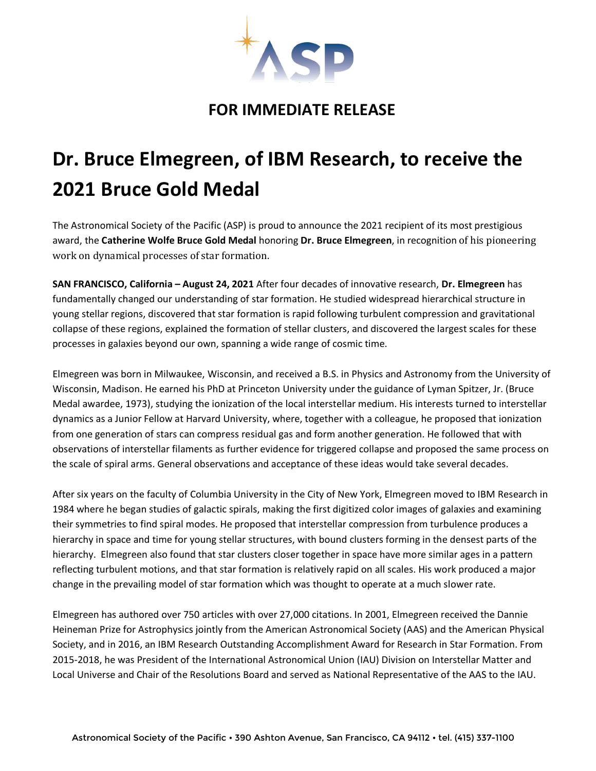**FOR IMMEDIATE RELEASE**

# Dr. Bruce Elmegreen, of IBM Research, to receive the 2021 Bruce Gold Medal

The Astronomical Society of the Pacific (ASP) is proud to announce the 2021 recipient of its most prestigious award, the **Catherine Wolfe Bruce Gold Medal** honoring **Dr. Bruce Elmegreen**, in recognition of his pioneering work on dynamical processes of star formation.

**SAN FRANCISCO, California – August 24, 2021** After four decades of innovative research, **Dr. Elmegreen** has fundamentally changed our understanding of star formation. He studied widespread hierarchical structure in young stellar regions, discovered that star formation is rapid following turbulent compression and gravitational collapse of these regions, explained the formation of stellar clusters, and discovered the largest scales for these processes in galaxies beyond our own, spanning a wide range of cosmic time.

Elmegreen was born in Milwaukee, Wisconsin, and received a B.S. in Physics and Astronomy from the University of Wisconsin, Madison. He earned his PhD at Princeton University under the guidance of Lyman Spitzer, Jr. (Bruce Medal awardee, 1973), studying the ionization of the local interstellar medium. His interests turned to interstellar dynamics as a Junior Fellow at Harvard University, where, together with a colleague, he proposed that ionization from one generation of stars can compress residual gas and form another generation. He followed that with observations of interstellar filaments as further evidence for triggered collapse and proposed the same process on the scale of spiral arms. General observations and acceptance of these ideas would take several decades.

After six years on the faculty of Columbia University in the City of New York, Elmegreen moved to IBM Research in 1984 where he began studies of galactic spirals, making the first digitized color images of galaxies and examining their symmetries to find spiral modes. He proposed that interstellar compression from turbulence produces a hierarchy in space and time for young stellar structures, with bound clusters forming in the densest parts of the hierarchy. Elmegreen also found that star clusters closer together in space have more similar ages in a pattern reflecting turbulent motions, and that star formation is relatively rapid on all scales. His work produced a major change in the prevailing model of star formation which was thought to operate at a much slower rate.

Elmegreen has authored over 750 articles with over 27,000 citations. In 2001, Elmegreen received the Dannie Heineman Prize for Astrophysics jointly from the American Astronomical Society (AAS) and the American Physical Society, and in 2016, an IBM Research Outstanding Accomplishment Award for Research in Star Formation. From 2015-2018, he was President of the International Astronomical Union (IAU) Division on Interstellar Matter and Local Universe and Chair of the Resolutions Board and served as National Representative of the AAS to the IAU.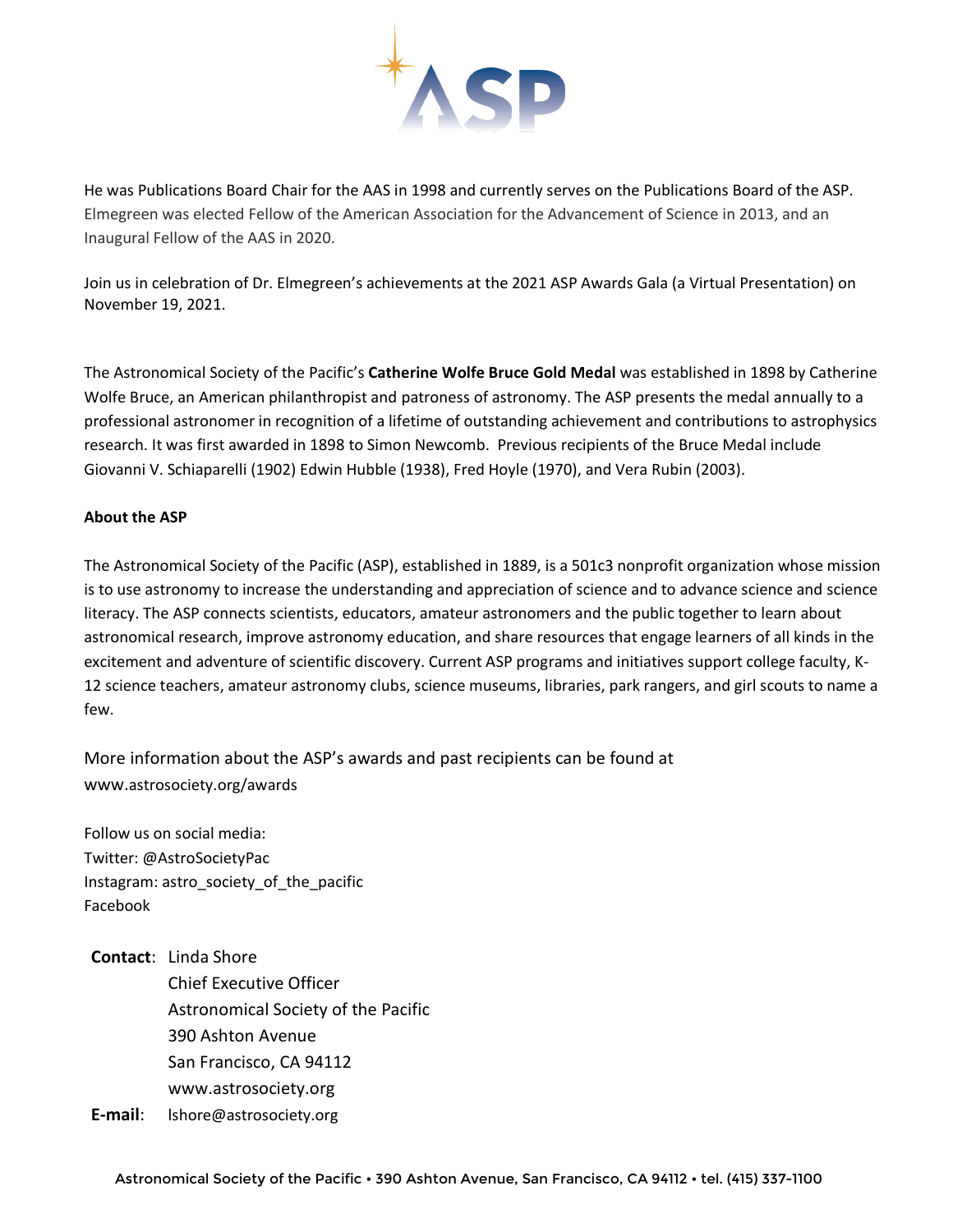He was Publications Board Chair for the AAS in 1998 and currently serves on the Publications Board of the ASP. Elmegreen was elected Fellow of the American Association for the Advancement of Science in 2013, and an Inaugural Fellow of the AAS in 2020.

Join us in celebration of Dr. Elmegreen's achievements at the 2021 ASP Awards Gala (a Virtual Presentation) on November 19, 2021.

The Astronomical Society of the Pacific's **Catherine Wolfe Bruce Gold Medal** was established in 1898 by Catherine Wolfe Bruce, an American philanthropist and patroness of astronomy. The ASP presents the medal annually to a professional astronomer in recognition of a lifetime of outstanding achievement and contributions to astrophysics research. It was first awarded in 1898 to Simon Newcomb. Previous recipients of the Bruce Medal include Giovanni V. Schiaparelli (1902) Edwin Hubble (1938), Fred Hoyle (1970), and Vera Rubin (2003).

**About the ASP**

The Astronomical Society of the Pacific (ASP), established in 1889, is a 501c3 nonprofit organization whose mission is to use astronomy to increase the understanding and appreciation of science and to advance science and science literacy. The ASP connects scientists, educators, amateur astronomers and the public together to learn about astronomical research, improve astronomy education, and share resources that engage learners of all kinds in the excitement and adventure of scientific discovery. Current ASP programs and initiatives support college faculty, K-12 science teachers, amateur astronomy clubs, science museums, libraries, park rangers, and girl scouts to name a few.

More information about the ASP's awards and past recipients can be found at www.astrosociety.org/awards

Follow us on social media:
Twitter: @AstroSocietyPac
Instagram: astro_society_of_the_pacific
Facebook

**Contact**: Linda Shore
Chief Executive Officer
Astronomical Society of the Pacific
390 Ashton Avenue
San Francisco, CA 94112
www.astrosociety.org

**E-mail**: lshore@astrosociety.org